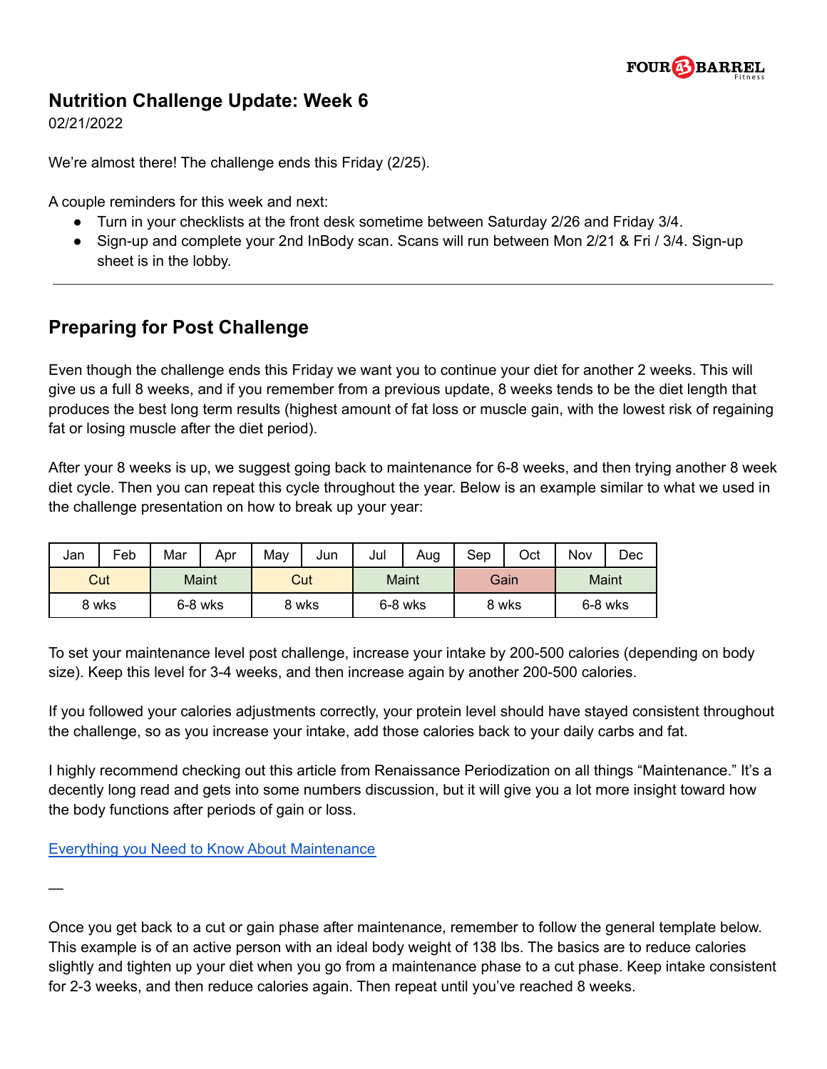## Nutrition Challenge Update: Week 6

02/21/2022

We're almost there! The challenge ends this Friday (2/25).

A couple reminders for this week and next:

- Turn in your checklists at the front desk sometime between Saturday 2/26 and Friday 3/4.
- Sign-up and complete your 2nd InBody scan. Scans will run between Mon 2/21 & Fri / 3/4. Sign-up sheet is in the lobby.

---

## Preparing for Post Challenge

Even though the challenge ends this Friday we want you to continue your diet for another 2 weeks. This will give us a full 8 weeks, and if you remember from a previous update, 8 weeks tends to be the diet length that produces the best long term results (highest amount of fat loss or muscle gain, with the lowest risk of regaining fat or losing muscle after the diet period).

After your 8 weeks is up, we suggest going back to maintenance for 6-8 weeks, and then trying another 8 week diet cycle. Then you can repeat this cycle throughout the year. Below is an example similar to what we used in the challenge presentation on how to break up your year:

| Jan | Feb | Mar | Apr | May | Jun | Jul | Aug | Sep | Oct | Nov | Dec |
|---|---|---|---|---|---|---|---|---|---|---|---|
| Cut | | Maint | | Cut | | Maint | | Gain | | Maint | |
| 8 wks | | 6-8 wks | | 8 wks | | 6-8 wks | | 8 wks | | 6-8 wks | |

To set your maintenance level post challenge, increase your intake by 200-500 calories (depending on body size). Keep this level for 3-4 weeks, and then increase again by another 200-500 calories.

If you followed your calories adjustments correctly, your protein level should have stayed consistent throughout the challenge, so as you increase your intake, add those calories back to your daily carbs and fat.

I highly recommend checking out this article from Renaissance Periodization on all things "Maintenance." It's a decently long read and gets into some numbers discussion, but it will give you a lot more insight toward how the body functions after periods of gain or loss.

[Everything you Need to Know About Maintenance]

—

Once you get back to a cut or gain phase after maintenance, remember to follow the general template below. This example is of an active person with an ideal body weight of 138 lbs. The basics are to reduce calories slightly and tighten up your diet when you go from a maintenance phase to a cut phase. Keep intake consistent for 2-3 weeks, and then reduce calories again. Then repeat until you've reached 8 weeks.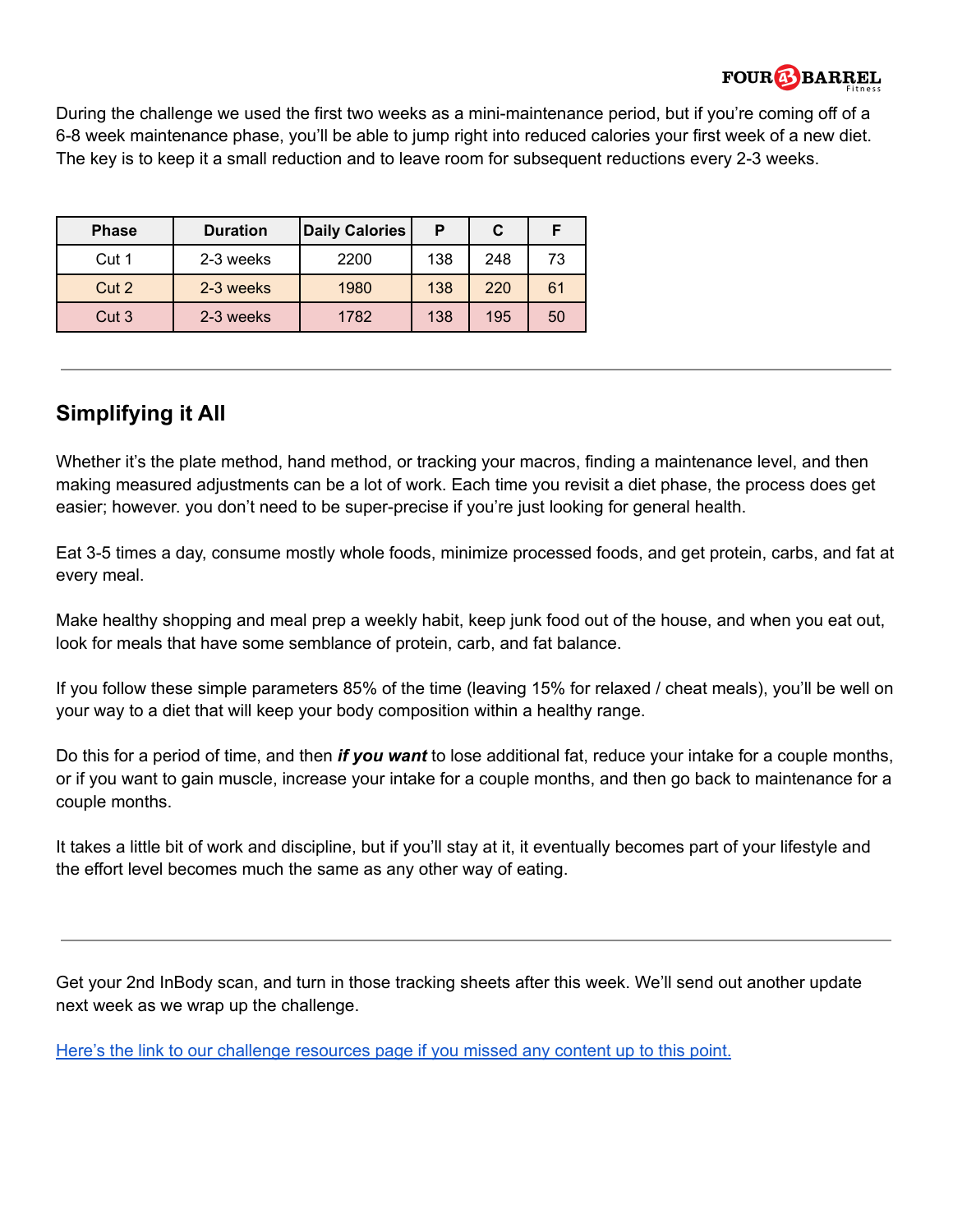During the challenge we used the first two weeks as a mini-maintenance period, but if you're coming off of a 6-8 week maintenance phase, you'll be able to jump right into reduced calories your first week of a new diet. The key is to keep it a small reduction and to leave room for subsequent reductions every 2-3 weeks.

| Phase | Duration | Daily Calories | P | C | F |
|---|---|---|---|---|---|
| Cut 1 | 2-3 weeks | 2200 | 138 | 248 | 73 |
| Cut 2 | 2-3 weeks | 1980 | 138 | 220 | 61 |
| Cut 3 | 2-3 weeks | 1782 | 138 | 195 | 50 |

---

## Simplifying it All

Whether it's the plate method, hand method, or tracking your macros, finding a maintenance level, and then making measured adjustments can be a lot of work. Each time you revisit a diet phase, the process does get easier; however. you don't need to be super-precise if you're just looking for general health.

Eat 3-5 times a day, consume mostly whole foods, minimize processed foods, and get protein, carbs, and fat at every meal.

Make healthy shopping and meal prep a weekly habit, keep junk food out of the house, and when you eat out, look for meals that have some semblance of protein, carb, and fat balance.

If you follow these simple parameters 85% of the time (leaving 15% for relaxed / cheat meals), you'll be well on your way to a diet that will keep your body composition within a healthy range.

Do this for a period of time, and then ***if you want*** to lose additional fat, reduce your intake for a couple months, or if you want to gain muscle, increase your intake for a couple months, and then go back to maintenance for a couple months.

It takes a little bit of work and discipline, but if you'll stay at it, it eventually becomes part of your lifestyle and the effort level becomes much the same as any other way of eating.

---

Get your 2nd InBody scan, and turn in those tracking sheets after this week. We'll send out another update next week as we wrap up the challenge.

Here's the link to our challenge resources page if you missed any content up to this point.